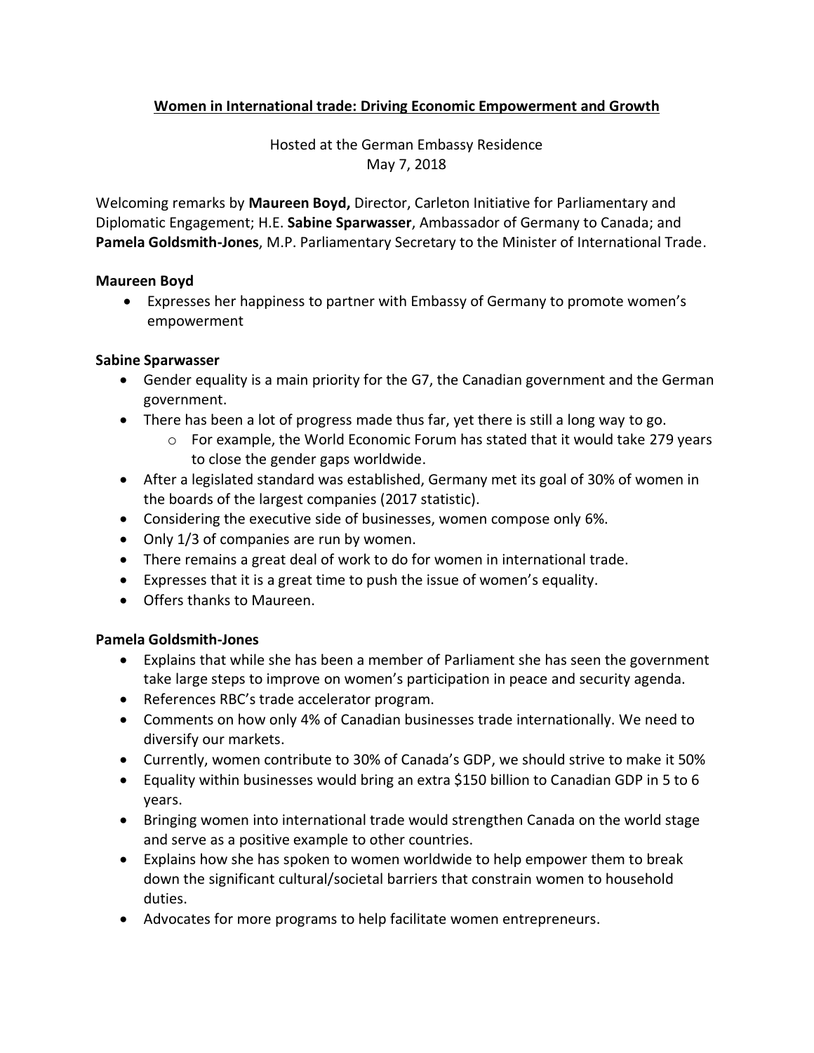# Women in International trade: Driving Economic Empowerment and Growth

Hosted at the German Embassy Residence
May 7, 2018

Welcoming remarks by **Maureen Boyd,** Director, Carleton Initiative for Parliamentary and Diplomatic Engagement; H.E. **Sabine Sparwasser**, Ambassador of Germany to Canada; and **Pamela Goldsmith-Jones**, M.P. Parliamentary Secretary to the Minister of International Trade.

**Maureen Boyd**

- Expresses her happiness to partner with Embassy of Germany to promote women's empowerment

**Sabine Sparwasser**

- Gender equality is a main priority for the G7, the Canadian government and the German government.
- There has been a lot of progress made thus far, yet there is still a long way to go.
  - For example, the World Economic Forum has stated that it would take 279 years to close the gender gaps worldwide.
- After a legislated standard was established, Germany met its goal of 30% of women in the boards of the largest companies (2017 statistic).
- Considering the executive side of businesses, women compose only 6%.
- Only 1/3 of companies are run by women.
- There remains a great deal of work to do for women in international trade.
- Expresses that it is a great time to push the issue of women's equality.
- Offers thanks to Maureen.

**Pamela Goldsmith-Jones**

- Explains that while she has been a member of Parliament she has seen the government take large steps to improve on women's participation in peace and security agenda.
- References RBC's trade accelerator program.
- Comments on how only 4% of Canadian businesses trade internationally. We need to diversify our markets.
- Currently, women contribute to 30% of Canada's GDP, we should strive to make it 50%
- Equality within businesses would bring an extra $150 billion to Canadian GDP in 5 to 6 years.
- Bringing women into international trade would strengthen Canada on the world stage and serve as a positive example to other countries.
- Explains how she has spoken to women worldwide to help empower them to break down the significant cultural/societal barriers that constrain women to household duties.
- Advocates for more programs to help facilitate women entrepreneurs.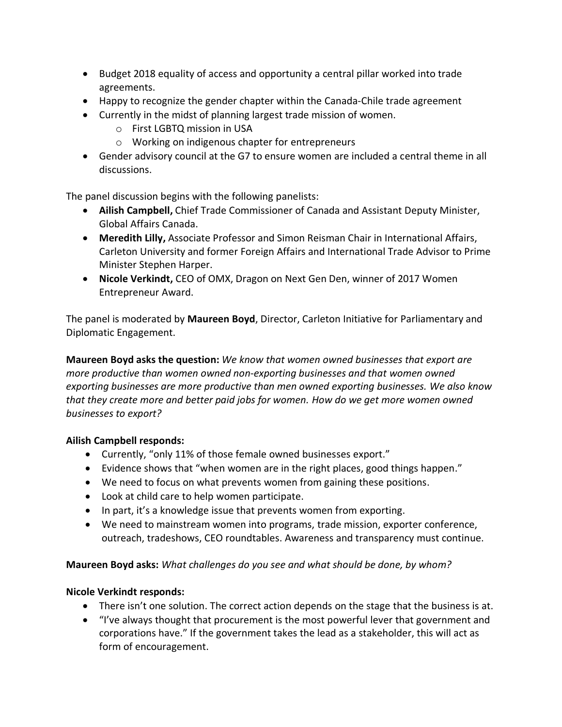- Budget 2018 equality of access and opportunity a central pillar worked into trade agreements.
- Happy to recognize the gender chapter within the Canada-Chile trade agreement
- Currently in the midst of planning largest trade mission of women.
    - First LGBTQ mission in USA
    - Working on indigenous chapter for entrepreneurs
- Gender advisory council at the G7 to ensure women are included a central theme in all discussions.

The panel discussion begins with the following panelists:

- **Ailish Campbell,** Chief Trade Commissioner of Canada and Assistant Deputy Minister, Global Affairs Canada.
- **Meredith Lilly,** Associate Professor and Simon Reisman Chair in International Affairs, Carleton University and former Foreign Affairs and International Trade Advisor to Prime Minister Stephen Harper.
- **Nicole Verkindt,** CEO of OMX, Dragon on Next Gen Den, winner of 2017 Women Entrepreneur Award.

The panel is moderated by **Maureen Boyd**, Director, Carleton Initiative for Parliamentary and Diplomatic Engagement.

**Maureen Boyd asks the question:** *We know that women owned businesses that export are more productive than women owned non-exporting businesses and that women owned exporting businesses are more productive than men owned exporting businesses. We also know that they create more and better paid jobs for women. How do we get more women owned businesses to export?*

**Ailish Campbell responds:**

- Currently, "only 11% of those female owned businesses export."
- Evidence shows that "when women are in the right places, good things happen."
- We need to focus on what prevents women from gaining these positions.
- Look at child care to help women participate.
- In part, it's a knowledge issue that prevents women from exporting.
- We need to mainstream women into programs, trade mission, exporter conference, outreach, tradeshows, CEO roundtables. Awareness and transparency must continue.

**Maureen Boyd asks:** *What challenges do you see and what should be done, by whom?*

**Nicole Verkindt responds:**

- There isn't one solution. The correct action depends on the stage that the business is at.
- "I've always thought that procurement is the most powerful lever that government and corporations have." If the government takes the lead as a stakeholder, this will act as form of encouragement.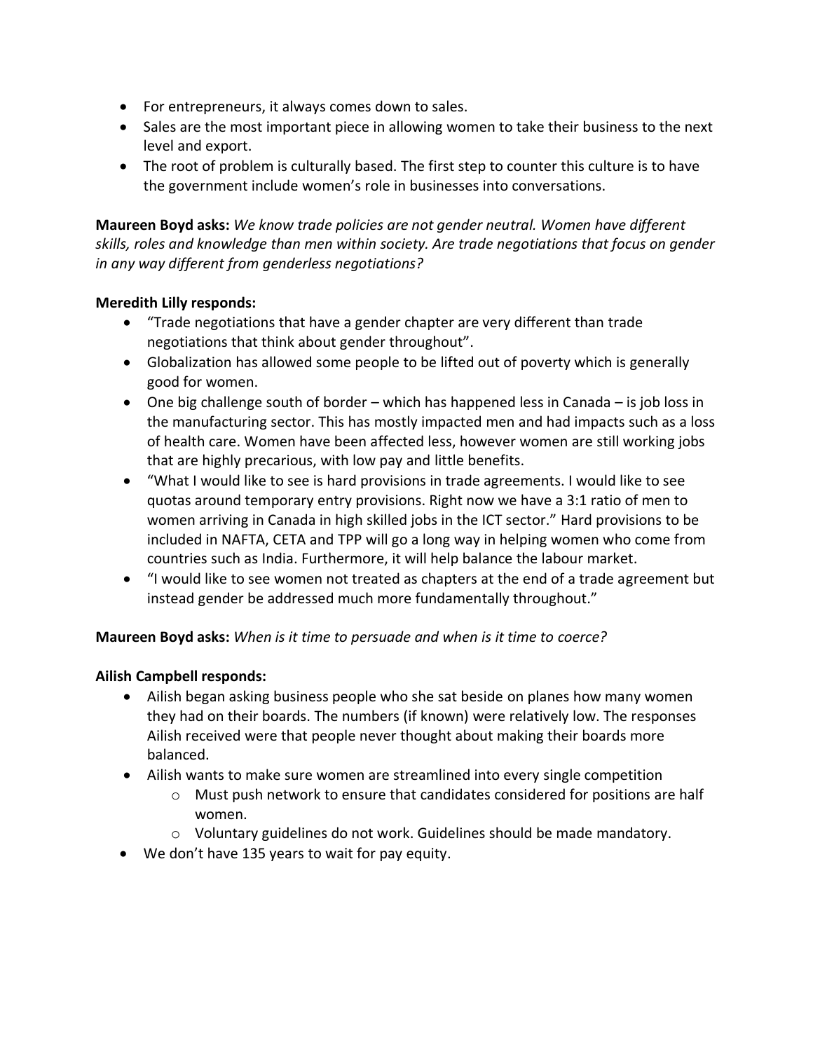- For entrepreneurs, it always comes down to sales.
- Sales are the most important piece in allowing women to take their business to the next level and export.
- The root of problem is culturally based. The first step to counter this culture is to have the government include women's role in businesses into conversations.

**Maureen Boyd asks:** *We know trade policies are not gender neutral. Women have different skills, roles and knowledge than men within society. Are trade negotiations that focus on gender in any way different from genderless negotiations?*

**Meredith Lilly responds:**

- "Trade negotiations that have a gender chapter are very different than trade negotiations that think about gender throughout".
- Globalization has allowed some people to be lifted out of poverty which is generally good for women.
- One big challenge south of border – which has happened less in Canada – is job loss in the manufacturing sector. This has mostly impacted men and had impacts such as a loss of health care. Women have been affected less, however women are still working jobs that are highly precarious, with low pay and little benefits.
- "What I would like to see is hard provisions in trade agreements. I would like to see quotas around temporary entry provisions. Right now we have a 3:1 ratio of men to women arriving in Canada in high skilled jobs in the ICT sector." Hard provisions to be included in NAFTA, CETA and TPP will go a long way in helping women who come from countries such as India. Furthermore, it will help balance the labour market.
- "I would like to see women not treated as chapters at the end of a trade agreement but instead gender be addressed much more fundamentally throughout."

**Maureen Boyd asks:** *When is it time to persuade and when is it time to coerce?*

**Ailish Campbell responds:**

- Ailish began asking business people who she sat beside on planes how many women they had on their boards. The numbers (if known) were relatively low. The responses Ailish received were that people never thought about making their boards more balanced.
- Ailish wants to make sure women are streamlined into every single competition
  - Must push network to ensure that candidates considered for positions are half women.
  - Voluntary guidelines do not work. Guidelines should be made mandatory.
- We don't have 135 years to wait for pay equity.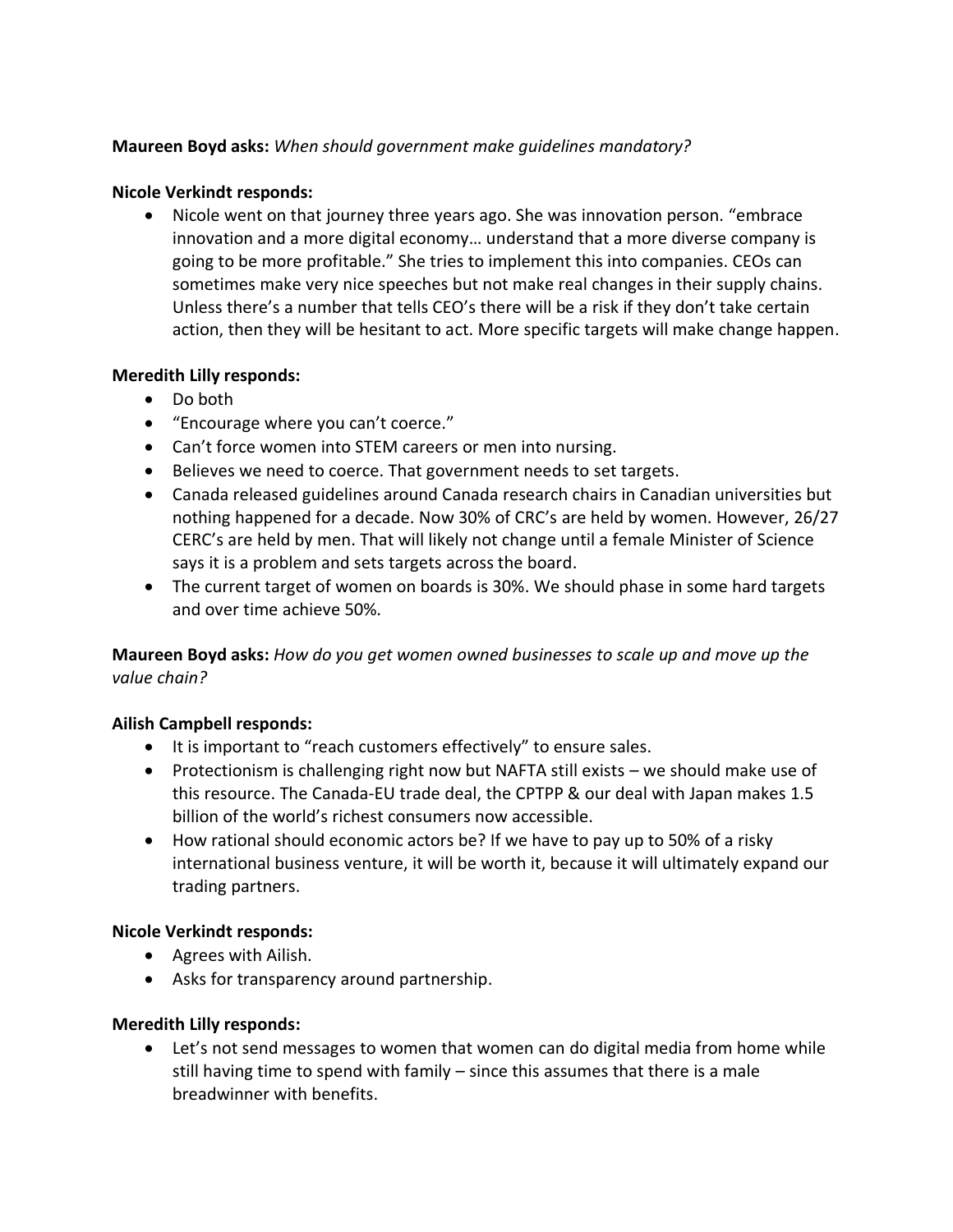**Maureen Boyd asks:** *When should government make guidelines mandatory?*

**Nicole Verkindt responds:**

- Nicole went on that journey three years ago. She was innovation person. "embrace innovation and a more digital economy… understand that a more diverse company is going to be more profitable." She tries to implement this into companies. CEOs can sometimes make very nice speeches but not make real changes in their supply chains. Unless there's a number that tells CEO's there will be a risk if they don't take certain action, then they will be hesitant to act. More specific targets will make change happen.

**Meredith Lilly responds:**

- Do both
- "Encourage where you can't coerce."
- Can't force women into STEM careers or men into nursing.
- Believes we need to coerce. That government needs to set targets.
- Canada released guidelines around Canada research chairs in Canadian universities but nothing happened for a decade. Now 30% of CRC's are held by women. However, 26/27 CERC's are held by men. That will likely not change until a female Minister of Science says it is a problem and sets targets across the board.
- The current target of women on boards is 30%. We should phase in some hard targets and over time achieve 50%.

**Maureen Boyd asks:** *How do you get women owned businesses to scale up and move up the value chain?*

**Ailish Campbell responds:**

- It is important to "reach customers effectively" to ensure sales.
- Protectionism is challenging right now but NAFTA still exists – we should make use of this resource. The Canada-EU trade deal, the CPTPP & our deal with Japan makes 1.5 billion of the world's richest consumers now accessible.
- How rational should economic actors be? If we have to pay up to 50% of a risky international business venture, it will be worth it, because it will ultimately expand our trading partners.

**Nicole Verkindt responds:**

- Agrees with Ailish.
- Asks for transparency around partnership.

**Meredith Lilly responds:**

- Let's not send messages to women that women can do digital media from home while still having time to spend with family – since this assumes that there is a male breadwinner with benefits.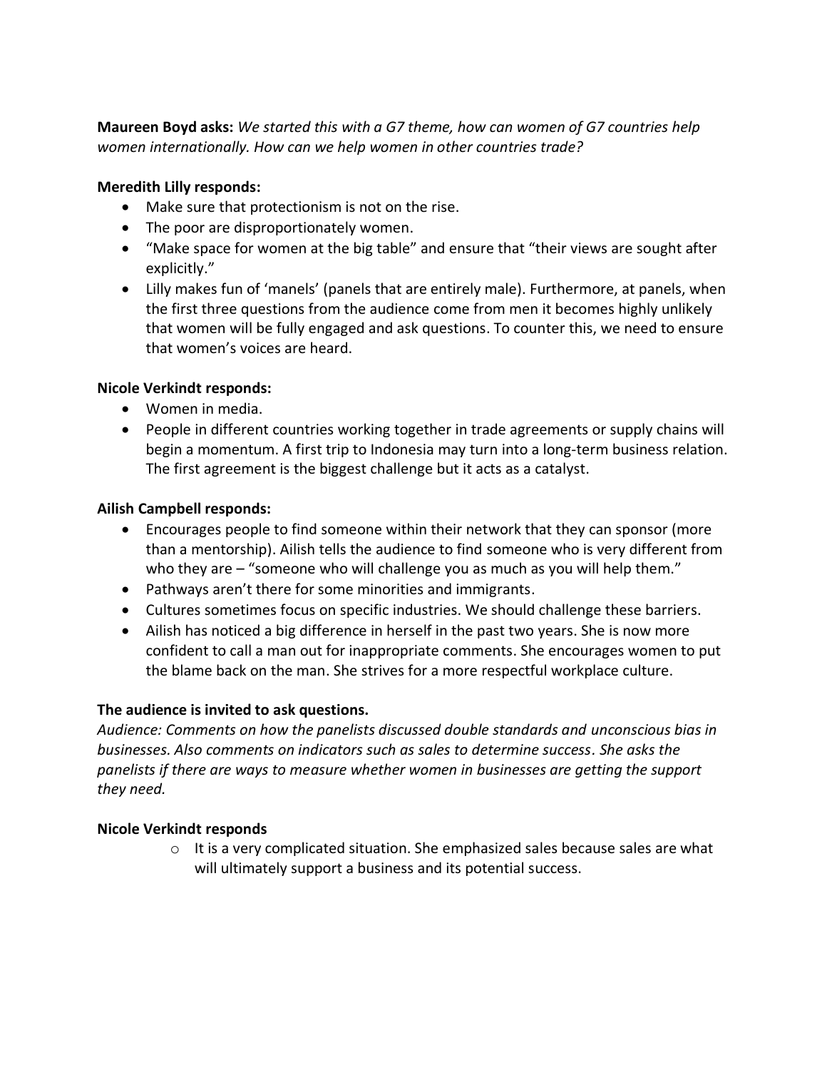**Maureen Boyd asks:** *We started this with a G7 theme, how can women of G7 countries help women internationally. How can we help women in other countries trade?*

**Meredith Lilly responds:**

- Make sure that protectionism is not on the rise.
- The poor are disproportionately women.
- "Make space for women at the big table" and ensure that "their views are sought after explicitly."
- Lilly makes fun of 'manels' (panels that are entirely male). Furthermore, at panels, when the first three questions from the audience come from men it becomes highly unlikely that women will be fully engaged and ask questions. To counter this, we need to ensure that women's voices are heard.

**Nicole Verkindt responds:**

- Women in media.
- People in different countries working together in trade agreements or supply chains will begin a momentum. A first trip to Indonesia may turn into a long-term business relation. The first agreement is the biggest challenge but it acts as a catalyst.

**Ailish Campbell responds:**

- Encourages people to find someone within their network that they can sponsor (more than a mentorship). Ailish tells the audience to find someone who is very different from who they are – "someone who will challenge you as much as you will help them."
- Pathways aren't there for some minorities and immigrants.
- Cultures sometimes focus on specific industries. We should challenge these barriers.
- Ailish has noticed a big difference in herself in the past two years. She is now more confident to call a man out for inappropriate comments. She encourages women to put the blame back on the man. She strives for a more respectful workplace culture.

**The audience is invited to ask questions.**

*Audience: Comments on how the panelists discussed double standards and unconscious bias in businesses. Also comments on indicators such as sales to determine success. She asks the panelists if there are ways to measure whether women in businesses are getting the support they need.*

**Nicole Verkindt responds**

- It is a very complicated situation. She emphasized sales because sales are what will ultimately support a business and its potential success.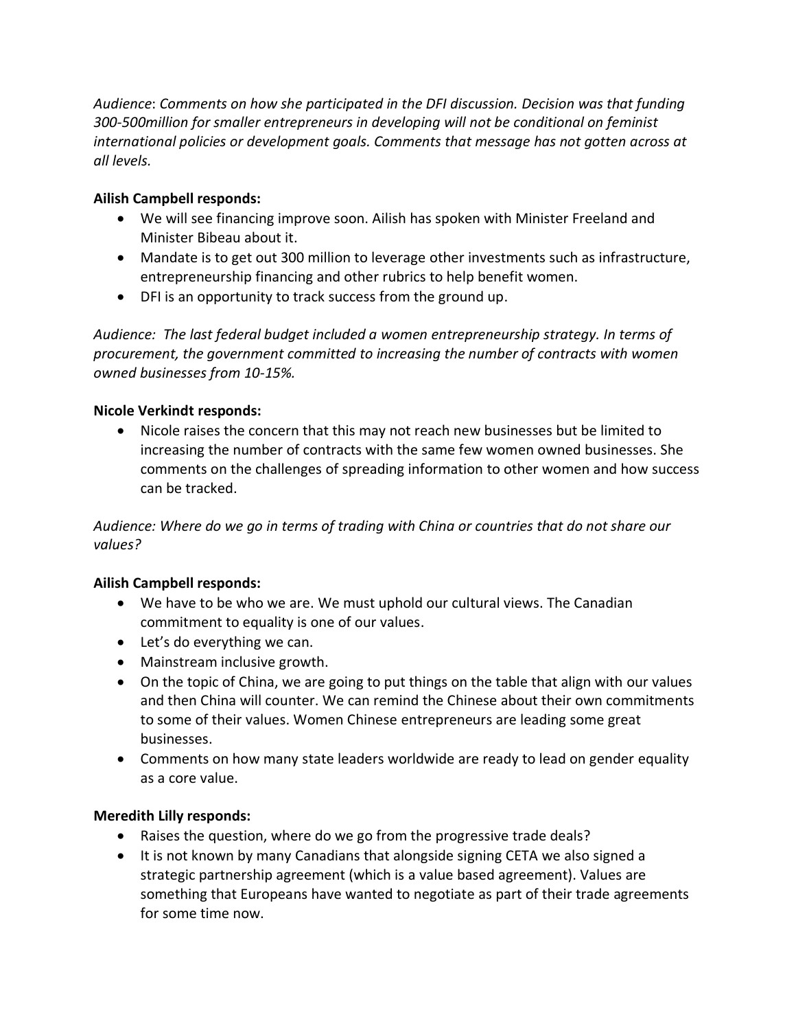*Audience*: *Comments on how she participated in the DFI discussion. Decision was that funding 300-500million for smaller entrepreneurs in developing will not be conditional on feminist international policies or development goals. Comments that message has not gotten across at all levels.*

**Ailish Campbell responds:**

- We will see financing improve soon. Ailish has spoken with Minister Freeland and Minister Bibeau about it.
- Mandate is to get out 300 million to leverage other investments such as infrastructure, entrepreneurship financing and other rubrics to help benefit women.
- DFI is an opportunity to track success from the ground up.

*Audience: The last federal budget included a women entrepreneurship strategy. In terms of procurement, the government committed to increasing the number of contracts with women owned businesses from 10-15%.*

**Nicole Verkindt responds:**

- Nicole raises the concern that this may not reach new businesses but be limited to increasing the number of contracts with the same few women owned businesses. She comments on the challenges of spreading information to other women and how success can be tracked.

*Audience: Where do we go in terms of trading with China or countries that do not share our values?*

**Ailish Campbell responds:**

- We have to be who we are. We must uphold our cultural views. The Canadian commitment to equality is one of our values.
- Let's do everything we can.
- Mainstream inclusive growth.
- On the topic of China, we are going to put things on the table that align with our values and then China will counter. We can remind the Chinese about their own commitments to some of their values. Women Chinese entrepreneurs are leading some great businesses.
- Comments on how many state leaders worldwide are ready to lead on gender equality as a core value.

**Meredith Lilly responds:**

- Raises the question, where do we go from the progressive trade deals?
- It is not known by many Canadians that alongside signing CETA we also signed a strategic partnership agreement (which is a value based agreement). Values are something that Europeans have wanted to negotiate as part of their trade agreements for some time now.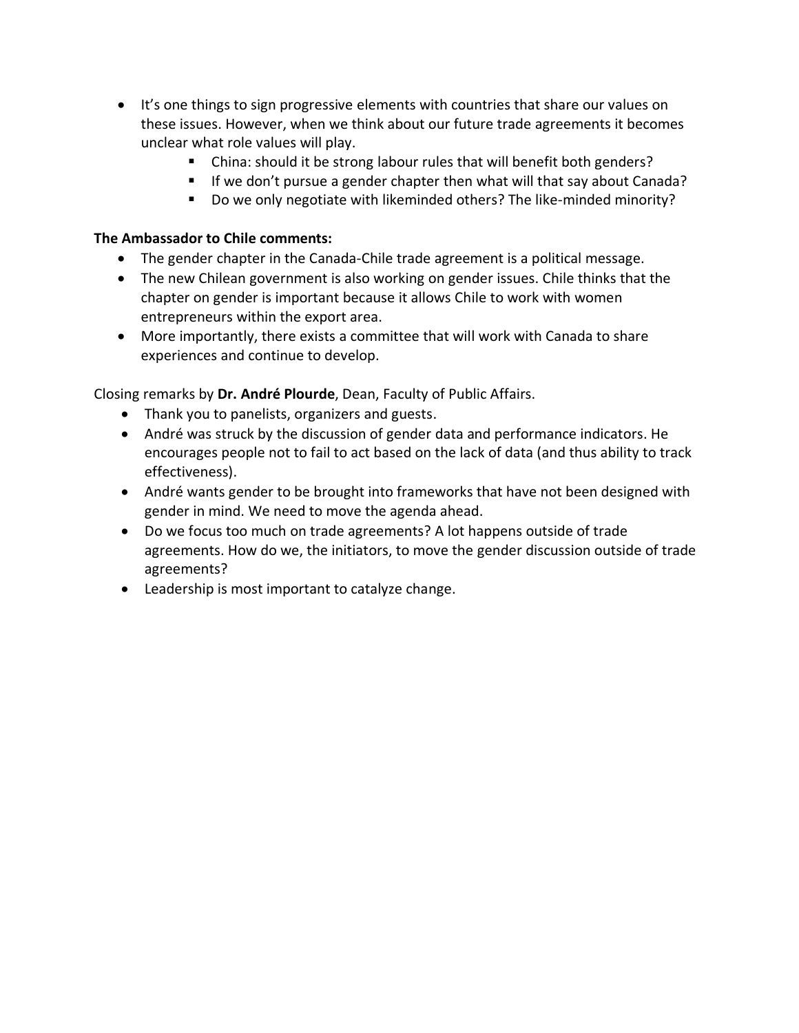- It's one things to sign progressive elements with countries that share our values on these issues. However, when we think about our future trade agreements it becomes unclear what role values will play.
  - China: should it be strong labour rules that will benefit both genders?
  - If we don't pursue a gender chapter then what will that say about Canada?
  - Do we only negotiate with likeminded others? The like-minded minority?

**The Ambassador to Chile comments:**

- The gender chapter in the Canada-Chile trade agreement is a political message.
- The new Chilean government is also working on gender issues. Chile thinks that the chapter on gender is important because it allows Chile to work with women entrepreneurs within the export area.
- More importantly, there exists a committee that will work with Canada to share experiences and continue to develop.

Closing remarks by **Dr. André Plourde**, Dean, Faculty of Public Affairs.

- Thank you to panelists, organizers and guests.
- André was struck by the discussion of gender data and performance indicators. He encourages people not to fail to act based on the lack of data (and thus ability to track effectiveness).
- André wants gender to be brought into frameworks that have not been designed with gender in mind. We need to move the agenda ahead.
- Do we focus too much on trade agreements? A lot happens outside of trade agreements. How do we, the initiators, to move the gender discussion outside of trade agreements?
- Leadership is most important to catalyze change.